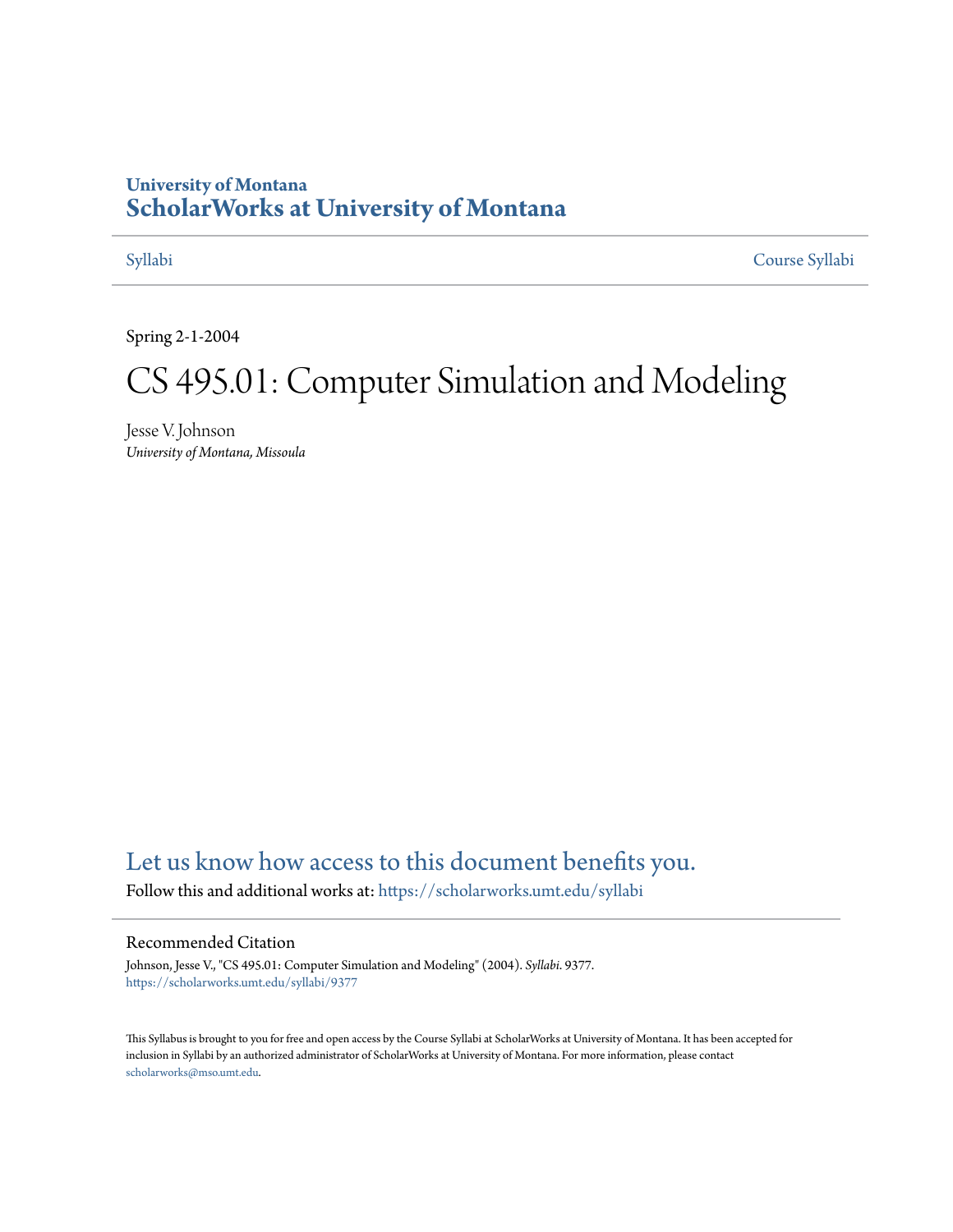University of Montana
# ScholarWorks at University of Montana

Syllabi | Course Syllabi

Spring 2-1-2004

# CS 495.01: Computer Simulation and Modeling

Jesse V. Johnson
*University of Montana, Missoula*

## Let us know how access to this document benefits you.

Follow this and additional works at: https://scholarworks.umt.edu/syllabi

### Recommended Citation

Johnson, Jesse V., "CS 495.01: Computer Simulation and Modeling" (2004). *Syllabi*. 9377.
https://scholarworks.umt.edu/syllabi/9377

This Syllabus is brought to you for free and open access by the Course Syllabi at ScholarWorks at University of Montana. It has been accepted for inclusion in Syllabi by an authorized administrator of ScholarWorks at University of Montana. For more information, please contact scholarworks@mso.umt.edu.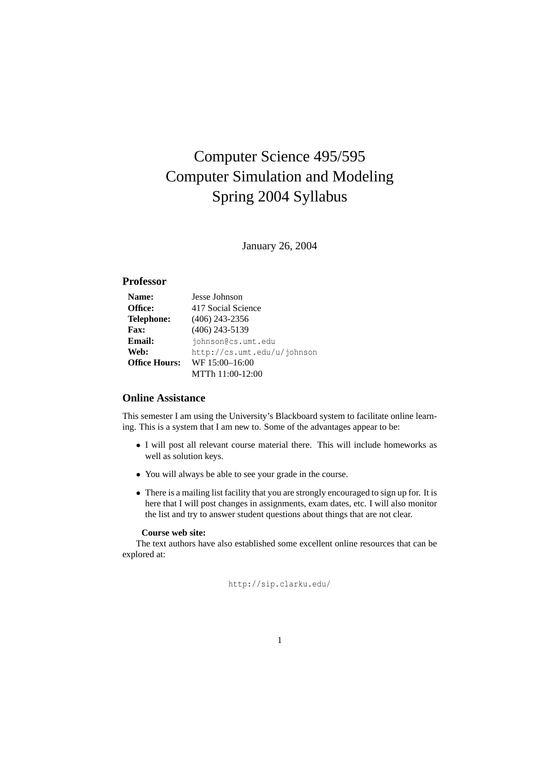# Computer Science 495/595
# Computer Simulation and Modeling
# Spring 2004 Syllabus

January 26, 2004

## Professor

| | |
|---|---|
| **Name:** | Jesse Johnson |
| **Office:** | 417 Social Science |
| **Telephone:** | (406) 243-2356 |
| **Fax:** | (406) 243-5139 |
| **Email:** | `johnson@cs.umt.edu` |
| **Web:** | `http://cs.umt.edu/u/johnson` |
| **Office Hours:** | WF 15:00–16:00 |
| | MTTh 11:00-12:00 |

## Online Assistance

This semester I am using the University's Blackboard system to facilitate online learning. This is a system that I am new to. Some of the advantages appear to be:

- I will post all relevant course material there. This will include homeworks as well as solution keys.
- You will always be able to see your grade in the course.
- There is a mailing list facility that you are strongly encouraged to sign up for. It is here that I will post changes in assignments, exam dates, etc. I will also monitor the list and try to answer student questions about things that are not clear.

**Course web site:**

The text authors have also established some excellent online resources that can be explored at:

`http://sip.clarku.edu/`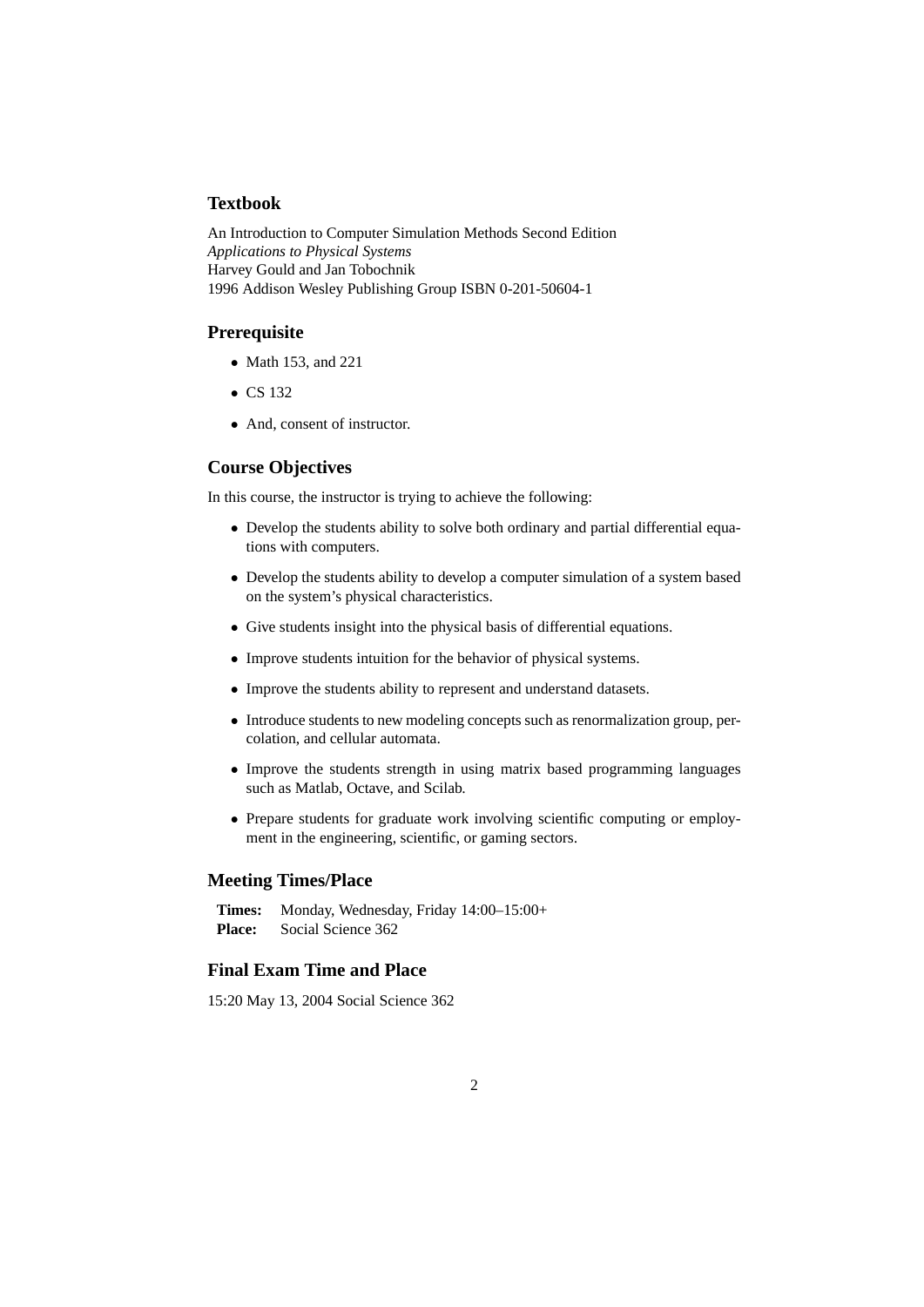## Textbook

An Introduction to Computer Simulation Methods Second Edition
*Applications to Physical Systems*
Harvey Gould and Jan Tobochnik
1996 Addison Wesley Publishing Group ISBN 0-201-50604-1

## Prerequisite

- Math 153, and 221
- CS 132
- And, consent of instructor.

## Course Objectives

In this course, the instructor is trying to achieve the following:

- Develop the students ability to solve both ordinary and partial differential equations with computers.
- Develop the students ability to develop a computer simulation of a system based on the system's physical characteristics.
- Give students insight into the physical basis of differential equations.
- Improve students intuition for the behavior of physical systems.
- Improve the students ability to represent and understand datasets.
- Introduce students to new modeling concepts such as renormalization group, percolation, and cellular automata.
- Improve the students strength in using matrix based programming languages such as Matlab, Octave, and Scilab.
- Prepare students for graduate work involving scientific computing or employment in the engineering, scientific, or gaming sectors.

## Meeting Times/Place

**Times:** Monday, Wednesday, Friday 14:00–15:00+
**Place:** Social Science 362

## Final Exam Time and Place

15:20 May 13, 2004 Social Science 362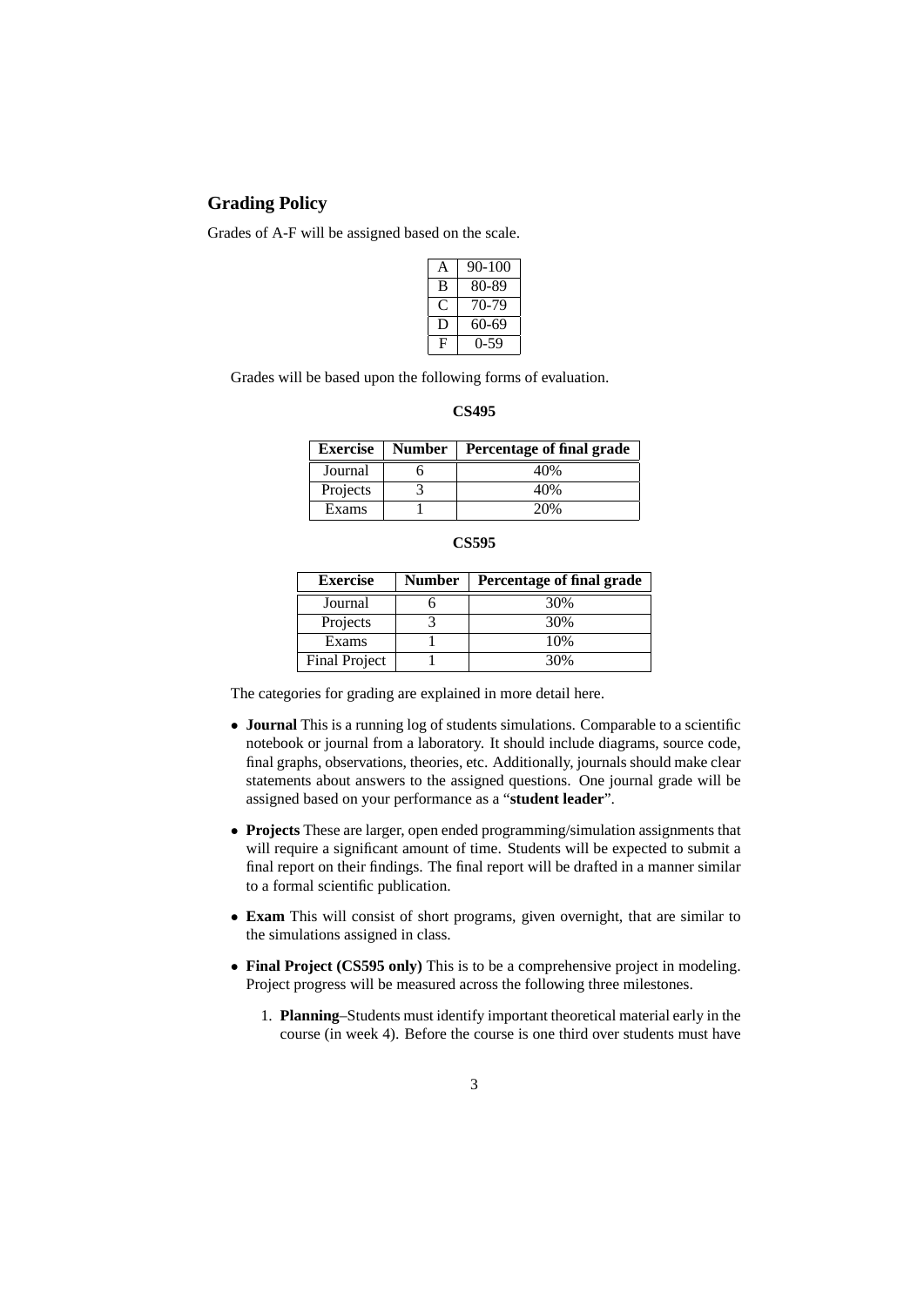## Grading Policy

Grades of A-F will be assigned based on the scale.

| | |
|---|---|
| A | 90-100 |
| B | 80-89 |
| C | 70-79 |
| D | 60-69 |
| F | 0-59 |

Grades will be based upon the following forms of evaluation.

**CS495**

| Exercise | Number | Percentage of final grade |
|---|---|---|
| Journal | 6 | 40% |
| Projects | 3 | 40% |
| Exams | 1 | 20% |

**CS595**

| Exercise | Number | Percentage of final grade |
|---|---|---|
| Journal | 6 | 30% |
| Projects | 3 | 30% |
| Exams | 1 | 10% |
| Final Project | 1 | 30% |

The categories for grading are explained in more detail here.

- **Journal** This is a running log of students simulations. Comparable to a scientific notebook or journal from a laboratory. It should include diagrams, source code, final graphs, observations, theories, etc. Additionally, journals should make clear statements about answers to the assigned questions. One journal grade will be assigned based on your performance as a "**student leader**".
- **Projects** These are larger, open ended programming/simulation assignments that will require a significant amount of time. Students will be expected to submit a final report on their findings. The final report will be drafted in a manner similar to a formal scientific publication.
- **Exam** This will consist of short programs, given overnight, that are similar to the simulations assigned in class.
- **Final Project (CS595 only)** This is to be a comprehensive project in modeling. Project progress will be measured across the following three milestones.
  1. **Planning**–Students must identify important theoretical material early in the course (in week 4). Before the course is one third over students must have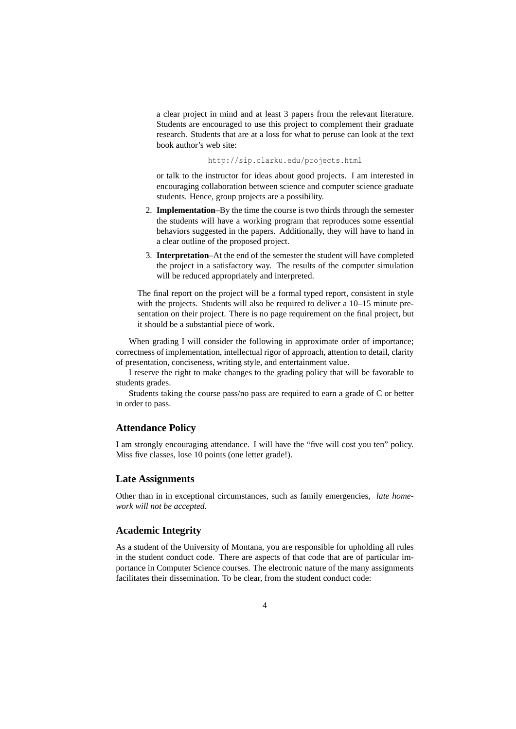a clear project in mind and at least 3 papers from the relevant literature. Students are encouraged to use this project to complement their graduate research. Students that are at a loss for what to peruse can look at the text book author's web site:

http://sip.clarku.edu/projects.html

or talk to the instructor for ideas about good projects. I am interested in encouraging collaboration between science and computer science graduate students. Hence, group projects are a possibility.

2. **Implementation**–By the time the course is two thirds through the semester the students will have a working program that reproduces some essential behaviors suggested in the papers. Additionally, they will have to hand in a clear outline of the proposed project.

3. **Interpretation**–At the end of the semester the student will have completed the project in a satisfactory way. The results of the computer simulation will be reduced appropriately and interpreted.

The final report on the project will be a formal typed report, consistent in style with the projects. Students will also be required to deliver a 10–15 minute presentation on their project. There is no page requirement on the final project, but it should be a substantial piece of work.

When grading I will consider the following in approximate order of importance; correctness of implementation, intellectual rigor of approach, attention to detail, clarity of presentation, conciseness, writing style, and entertainment value.

I reserve the right to make changes to the grading policy that will be favorable to students grades.

Students taking the course pass/no pass are required to earn a grade of C or better in order to pass.

### Attendance Policy

I am strongly encouraging attendance. I will have the "five will cost you ten" policy. Miss five classes, lose 10 points (one letter grade!).

### Late Assignments

Other than in in exceptional circumstances, such as family emergencies, *late homework will not be accepted*.

### Academic Integrity

As a student of the University of Montana, you are responsible for upholding all rules in the student conduct code. There are aspects of that code that are of particular importance in Computer Science courses. The electronic nature of the many assignments facilitates their dissemination. To be clear, from the student conduct code: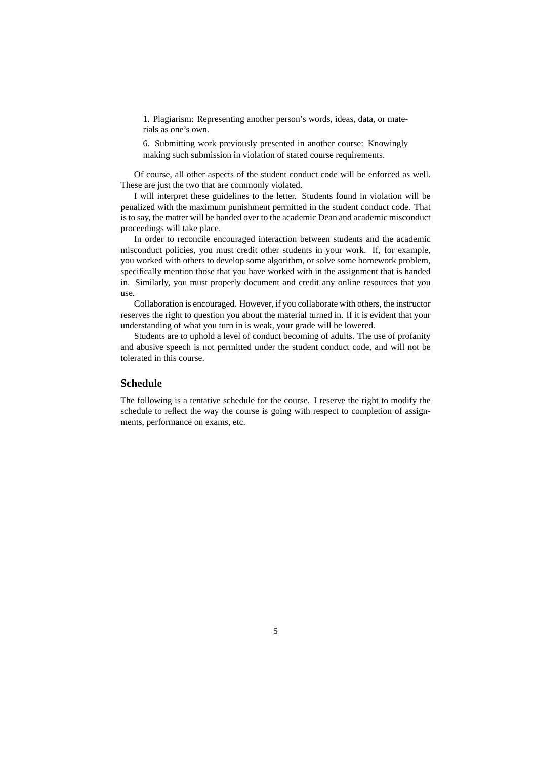> 1. Plagiarism: Representing another person's words, ideas, data, or materials as one's own.
>
> 6. Submitting work previously presented in another course: Knowingly making such submission in violation of stated course requirements.

Of course, all other aspects of the student conduct code will be enforced as well. These are just the two that are commonly violated.

I will interpret these guidelines to the letter. Students found in violation will be penalized with the maximum punishment permitted in the student conduct code. That is to say, the matter will be handed over to the academic Dean and academic misconduct proceedings will take place.

In order to reconcile encouraged interaction between students and the academic misconduct policies, you must credit other students in your work. If, for example, you worked with others to develop some algorithm, or solve some homework problem, specifically mention those that you have worked with in the assignment that is handed in. Similarly, you must properly document and credit any online resources that you use.

Collaboration is encouraged. However, if you collaborate with others, the instructor reserves the right to question you about the material turned in. If it is evident that your understanding of what you turn in is weak, your grade will be lowered.

Students are to uphold a level of conduct becoming of adults. The use of profanity and abusive speech is not permitted under the student conduct code, and will not be tolerated in this course.

## Schedule

The following is a tentative schedule for the course. I reserve the right to modify the schedule to reflect the way the course is going with respect to completion of assignments, performance on exams, etc.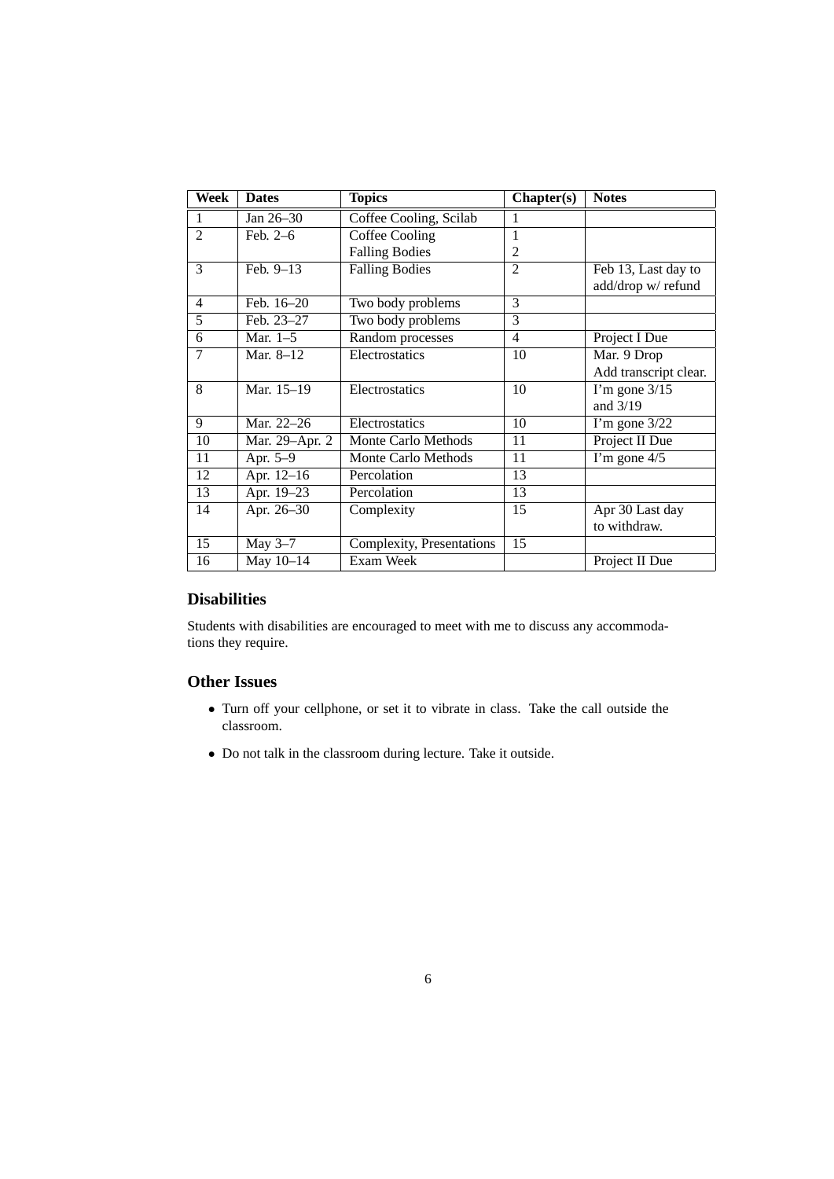| Week | Dates | Topics | Chapter(s) | Notes |
| --- | --- | --- | --- | --- |
| 1 | Jan 26–30 | Coffee Cooling, Scilab | 1 | |
| 2 | Feb. 2–6 | Coffee Cooling<br>Falling Bodies | 1<br>2 | |
| 3 | Feb. 9–13 | Falling Bodies | 2 | Feb 13, Last day to add/drop w/ refund |
| 4 | Feb. 16–20 | Two body problems | 3 | |
| 5 | Feb. 23–27 | Two body problems | 3 | |
| 6 | Mar. 1–5 | Random processes | 4 | Project I Due |
| 7 | Mar. 8–12 | Electrostatics | 10 | Mar. 9 Drop<br>Add transcript clear. |
| 8 | Mar. 15–19 | Electrostatics | 10 | I'm gone 3/15 and 3/19 |
| 9 | Mar. 22–26 | Electrostatics | 10 | I'm gone 3/22 |
| 10 | Mar. 29–Apr. 2 | Monte Carlo Methods | 11 | Project II Due |
| 11 | Apr. 5–9 | Monte Carlo Methods | 11 | I'm gone 4/5 |
| 12 | Apr. 12–16 | Percolation | 13 | |
| 13 | Apr. 19–23 | Percolation | 13 | |
| 14 | Apr. 26–30 | Complexity | 15 | Apr 30 Last day to withdraw. |
| 15 | May 3–7 | Complexity, Presentations | 15 | |
| 16 | May 10–14 | Exam Week | | Project II Due |

## Disabilities

Students with disabilities are encouraged to meet with me to discuss any accommodations they require.

## Other Issues

- Turn off your cellphone, or set it to vibrate in class. Take the call outside the classroom.
- Do not talk in the classroom during lecture. Take it outside.